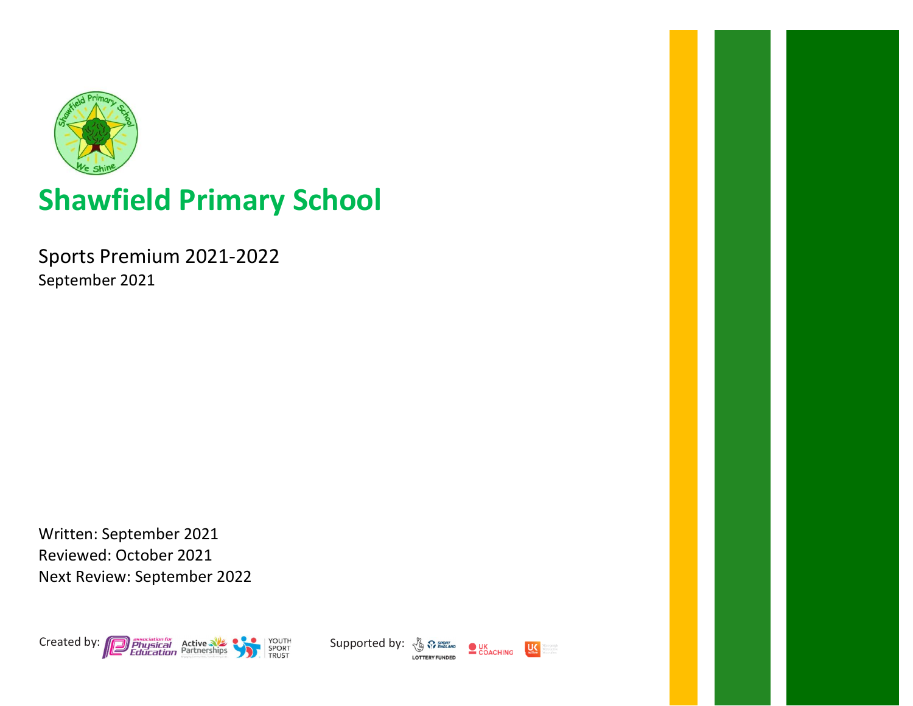# Shawfield Primary School

Sports Premium 2021-2022

September 2021

Written: September 2021

Reviewed: October 2021

Next Review: September 2022

Created by: Association for Physical Education, Active Partnerships, Youth Sport Trust

Supported by: Sport England Lottery Funded, UK Coaching, UK Active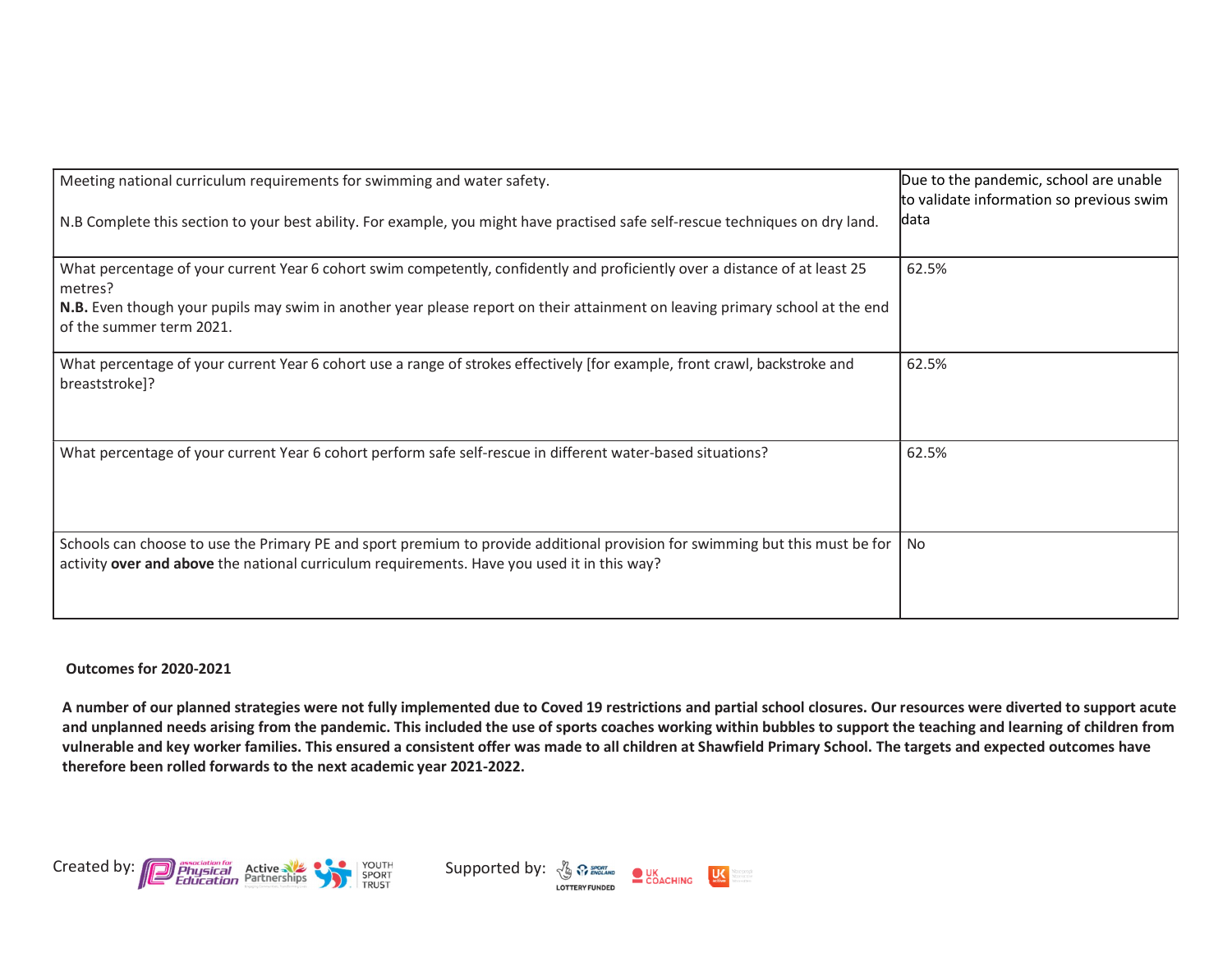| Meeting national curriculum requirements for swimming and water safety.<br><br>N.B Complete this section to your best ability. For example, you might have practised safe self-rescue techniques on dry land. | Due to the pandemic, school are unable to validate information so previous swim data |
|---|---|
| What percentage of your current Year 6 cohort swim competently, confidently and proficiently over a distance of at least 25 metres?<br>**N.B.** Even though your pupils may swim in another year please report on their attainment on leaving primary school at the end of the summer term 2021. | 62.5% |
| What percentage of your current Year 6 cohort use a range of strokes effectively [for example, front crawl, backstroke and breaststroke]? | 62.5% |
| What percentage of your current Year 6 cohort perform safe self-rescue in different water-based situations? | 62.5% |
| Schools can choose to use the Primary PE and sport premium to provide additional provision for swimming but this must be for activity **over and above** the national curriculum requirements. Have you used it in this way? | No |

**Outcomes for 2020-2021**

**A number of our planned strategies were not fully implemented due to Coved 19 restrictions and partial school closures. Our resources were diverted to support acute and unplanned needs arising from the pandemic. This included the use of sports coaches working within bubbles to support the teaching and learning of children from vulnerable and key worker families. This ensured a consistent offer was made to all children at Shawfield Primary School. The targets and expected outcomes have therefore been rolled forwards to the next academic year 2021-2022.**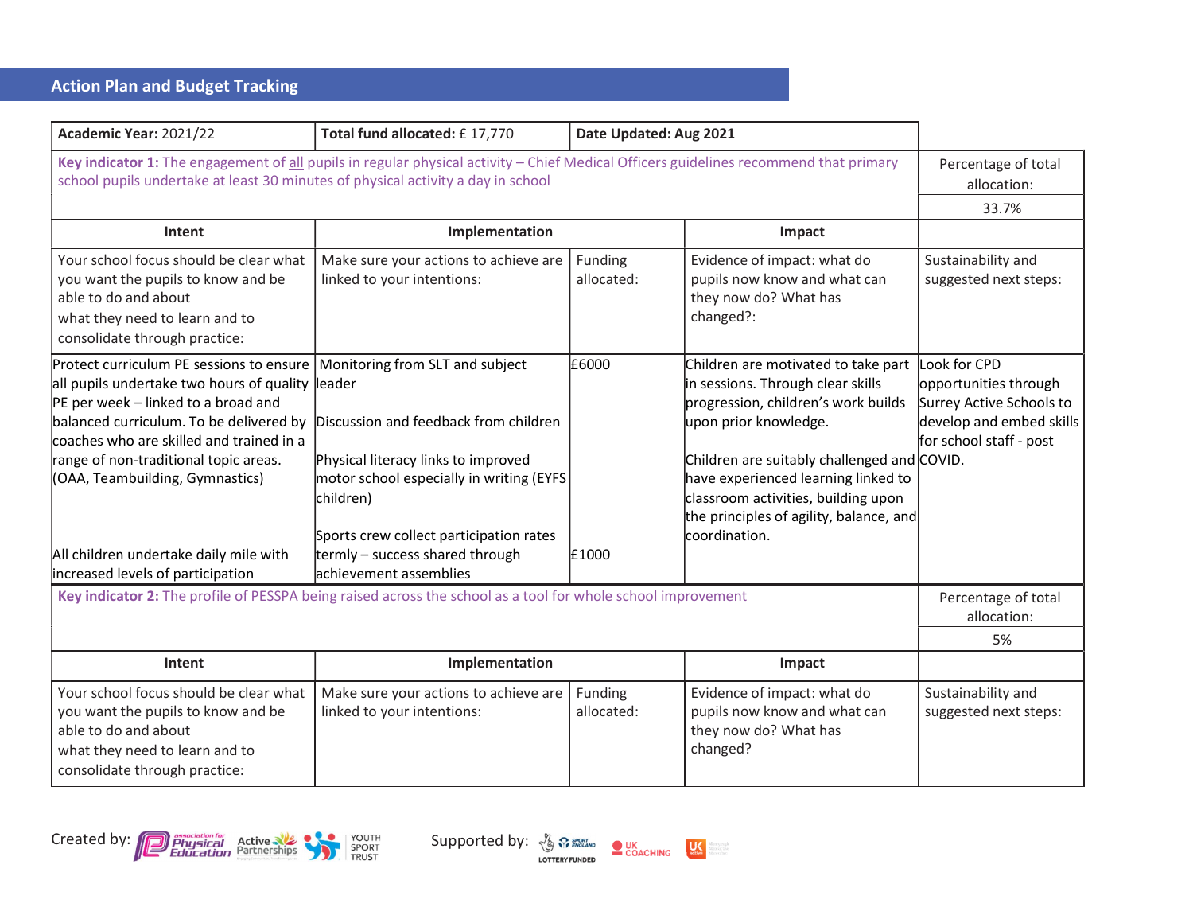## Action Plan and Budget Tracking

| Academic Year: 2021/22 | Total fund allocated: £ 17,770 | Date Updated: Aug 2021 | | |
|---|---|---|---|---|
| **Key indicator 1:** The engagement of all pupils in regular physical activity – Chief Medical Officers guidelines recommend that primary school pupils undertake at least 30 minutes of physical activity a day in school | | | | Percentage of total allocation: 33.7% |
| **Intent** | **Implementation** | | **Impact** | |
| Your school focus should be clear what you want the pupils to know and be able to do and about what they need to learn and to consolidate through practice: | Make sure your actions to achieve are linked to your intentions: | Funding allocated: | Evidence of impact: what do pupils now know and what can they now do? What has changed?: | Sustainability and suggested next steps: |
| Protect curriculum PE sessions to ensure all pupils undertake two hours of quality PE per week – linked to a broad and balanced curriculum. To be delivered by coaches who are skilled and trained in a range of non-traditional topic areas. (OAA, Teambuilding, Gymnastics)<br><br>All children undertake daily mile with increased levels of participation | Monitoring from SLT and subject leader<br><br>Discussion and feedback from children<br><br>Physical literacy links to improved motor school especially in writing (EYFS children)<br><br>Sports crew collect participation rates termly – success shared through achievement assemblies | £6000<br><br>£1000 | Children are motivated to take part in sessions. Through clear skills progression, children's work builds upon prior knowledge.<br><br>Children are suitably challenged and have experienced learning linked to classroom activities, building upon the principles of agility, balance, and coordination. | Look for CPD opportunities through Surrey Active Schools to develop and embed skills for school staff - post COVID. |
| **Key indicator 2:** The profile of PESSPA being raised across the school as a tool for whole school improvement | | | | Percentage of total allocation: 5% |
| **Intent** | **Implementation** | | **Impact** | |
| Your school focus should be clear what you want the pupils to know and be able to do and about what they need to learn and to consolidate through practice: | Make sure your actions to achieve are linked to your intentions: | Funding allocated: | Evidence of impact: what do pupils now know and what can they now do? What has changed?: | Sustainability and suggested next steps: |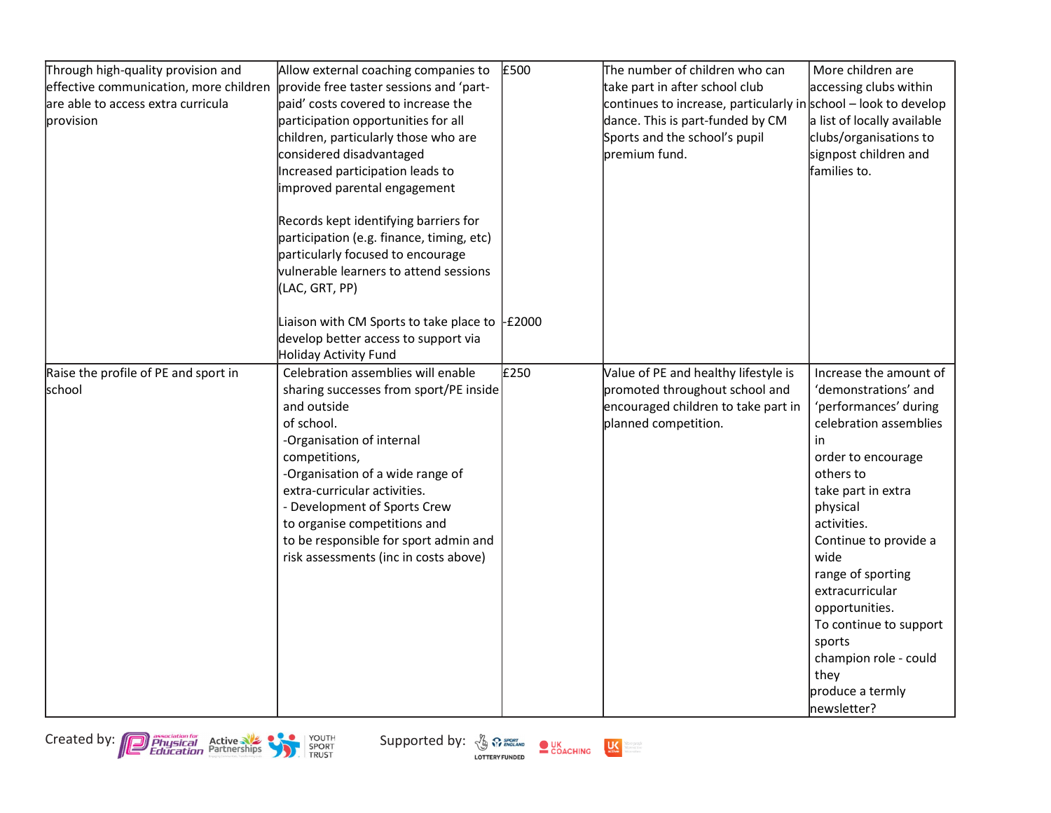| | | | | |
|---|---|---|---|---|
| Through high-quality provision and effective communication, more children are able to access extra curricula provision | Allow external coaching companies to provide free taster sessions and 'part-paid' costs covered to increase the participation opportunities for all children, particularly those who are considered disadvantaged<br>Increased participation leads to improved parental engagement<br><br>Records kept identifying barriers for participation (e.g. finance, timing, etc) particularly focused to encourage vulnerable learners to attend sessions (LAC, GRT, PP)<br><br>Liaison with CM Sports to take place to develop better access to support via Holiday Activity Fund | £500<br><br><br><br><br><br><br><br><br><br><br><br><br><br><br>-£2000 | The number of children who can take part in after school club continues to increase, particularly in dance. This is part-funded by CM Sports and the school's pupil premium fund. | More children are accessing clubs within school – look to develop a list of locally available clubs/organisations to signpost children and families to. |
| Raise the profile of PE and sport in school | Celebration assemblies will enable sharing successes from sport/PE inside and outside of school.<br>-Organisation of internal competitions,<br>-Organisation of a wide range of extra-curricular activities.<br>- Development of Sports Crew to organise competitions and to be responsible for sport admin and risk assessments (inc in costs above) | £250 | Value of PE and healthy lifestyle is promoted throughout school and encouraged children to take part in planned competition. | Increase the amount of 'demonstrations' and 'performances' during celebration assemblies in order to encourage others to take part in extra physical activities.<br>Continue to provide a wide range of sporting extracurricular opportunities.<br>To continue to support sports champion role - could they produce a termly newsletter? |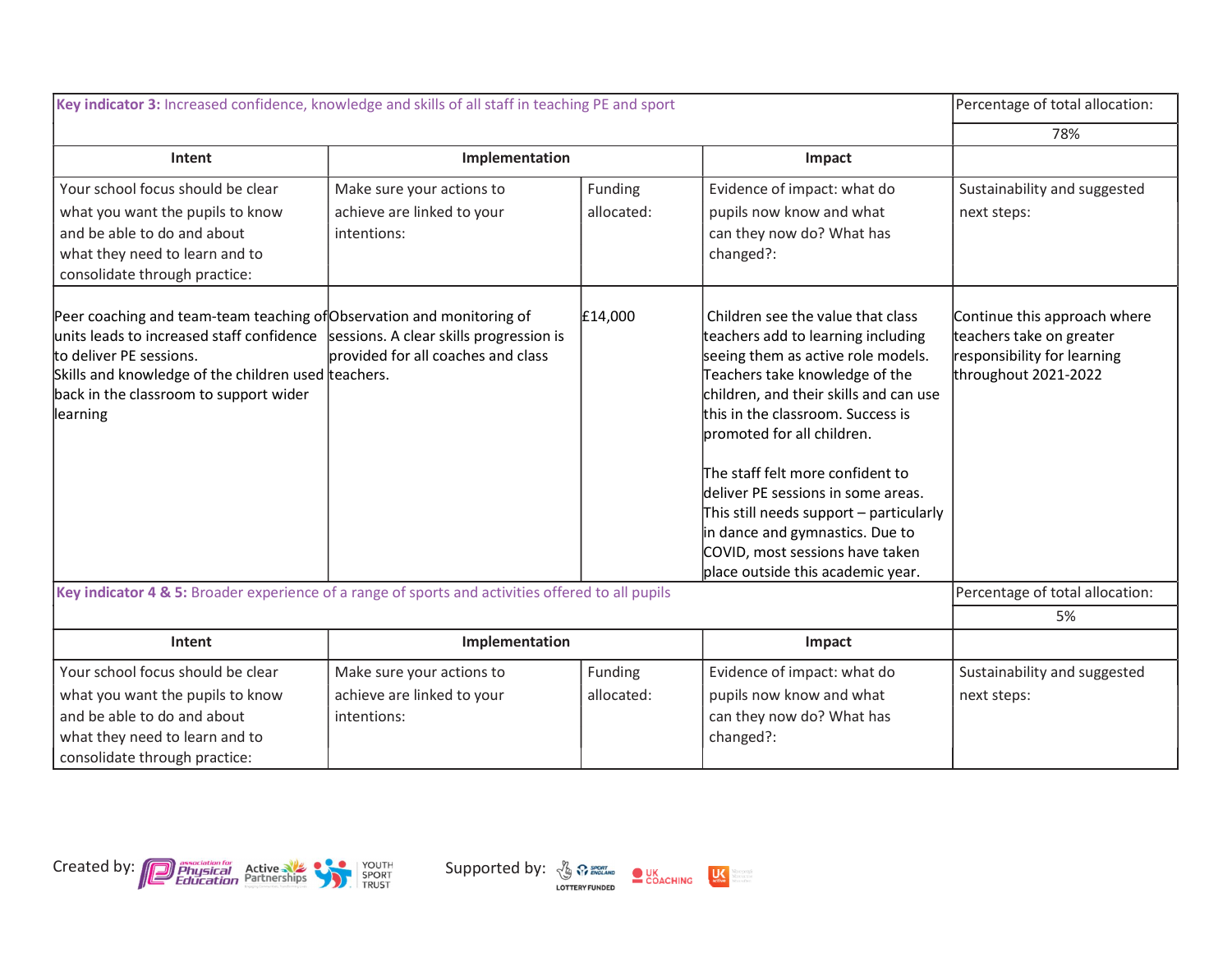| Key indicator 3: Increased confidence, knowledge and skills of all staff in teaching PE and sport | | | | Percentage of total allocation: |
|---|---|---|---|---|
| | | | | 78% |
| **Intent** | **Implementation** | | **Impact** | |
| Your school focus should be clear what you want the pupils to know and be able to do and about what they need to learn and to consolidate through practice: | Make sure your actions to achieve are linked to your intentions: | Funding allocated: | Evidence of impact: what do pupils now know and what can they now do? What has changed?: | Sustainability and suggested next steps: |
| Peer coaching and team-team teaching of units leads to increased staff confidence to deliver PE sessions.<br>Skills and knowledge of the children used back in the classroom to support wider learning | Observation and monitoring of sessions. A clear skills progression is provided for all coaches and class teachers. | £14,000 | Children see the value that class teachers add to learning including seeing them as active role models. Teachers take knowledge of the children, and their skills and can use this in the classroom. Success is promoted for all children.<br><br>The staff felt more confident to deliver PE sessions in some areas. This still needs support – particularly in dance and gymnastics. Due to COVID, most sessions have taken place outside this academic year. | Continue this approach where teachers take on greater responsibility for learning throughout 2021-2022 |

| Key indicator 4 & 5: Broader experience of a range of sports and activities offered to all pupils | | | | Percentage of total allocation: |
|---|---|---|---|---|
| | | | | 5% |
| **Intent** | **Implementation** | | **Impact** | |
| Your school focus should be clear what you want the pupils to know and be able to do and about what they need to learn and to consolidate through practice: | Make sure your actions to achieve are linked to your intentions: | Funding allocated: | Evidence of impact: what do pupils now know and what can they now do? What has changed?: | Sustainability and suggested next steps: |

Created by: Association for Physical Education, Active Partnerships, Youth Sport Trust

Supported by: Sport England Lottery Funded, UK Coaching, UK Active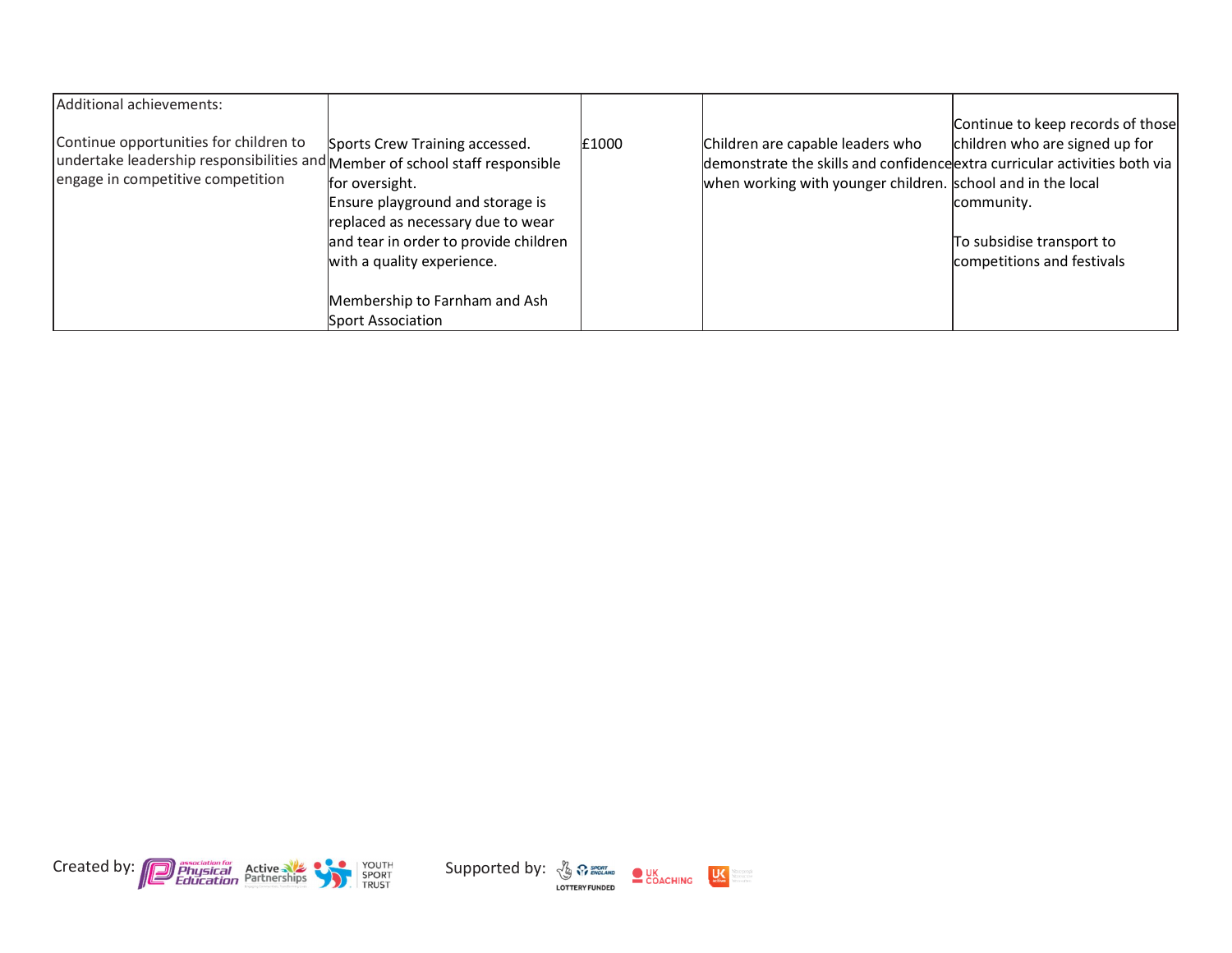| Additional achievements:<br><br>Continue opportunities for children to undertake leadership responsibilities and engage in competitive competition | Sports Crew Training accessed.<br>Member of school staff responsible for oversight.<br>Ensure playground and storage is replaced as necessary due to wear and tear in order to provide children with a quality experience.<br><br>Membership to Farnham and Ash Sport Association | £1000 | Children are capable leaders who demonstrate the skills and confidence when working with younger children. | Continue to keep records of those children who are signed up for extra curricular activities both via school and in the local community.<br><br>To subsidise transport to competitions and festivals |
|---|---|---|---|---|

Created by: association for Physical Education, Active Partnerships, Youth Sport Trust

Supported by: Sport England Lottery Funded, UK Coaching, UK Active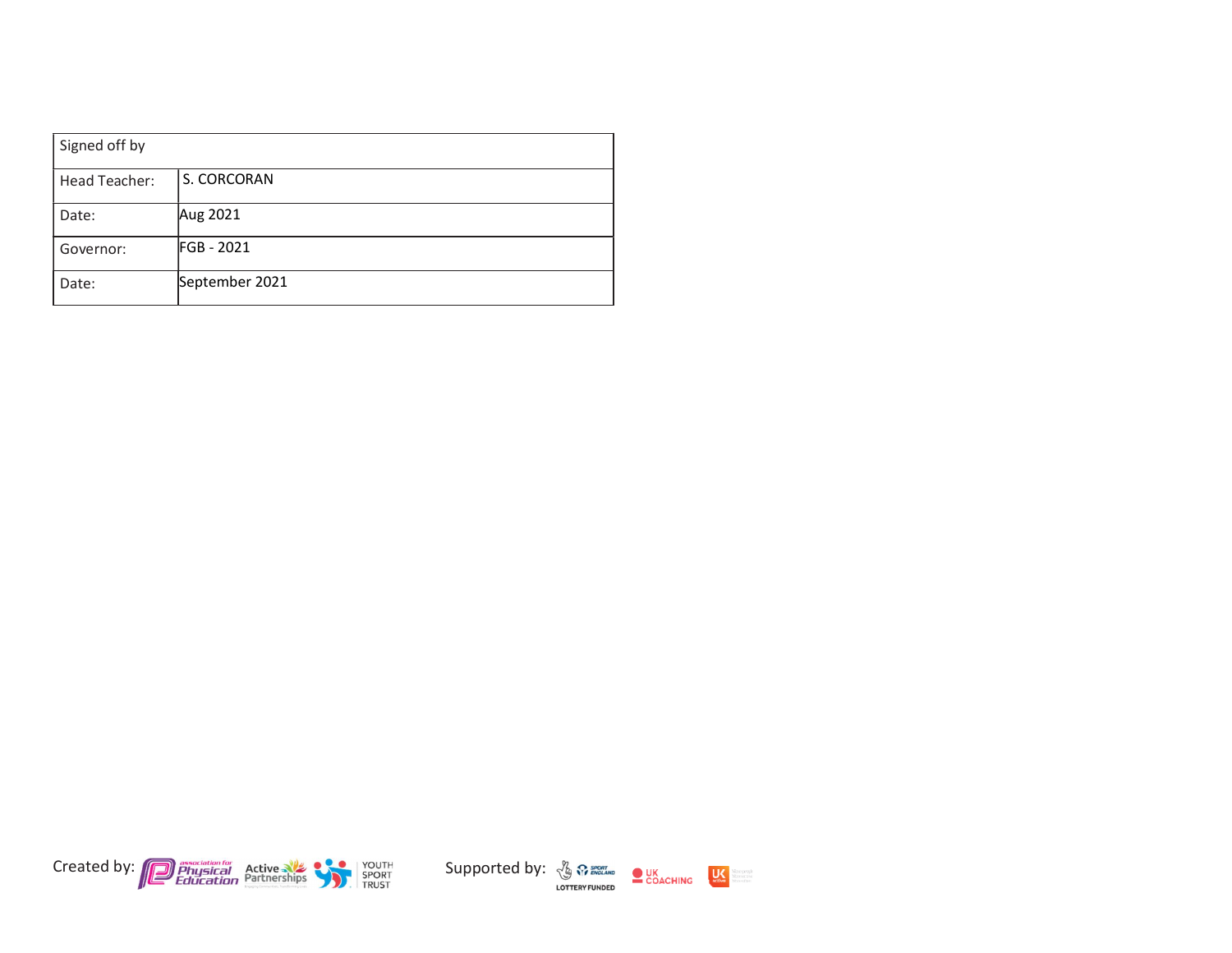| Signed off by | |
|---|---|
| Head Teacher: | S. CORCORAN |
| Date: | Aug 2021 |
| Governor: | FGB - 2021 |
| Date: | September 2021 |

Created by:

Supported by: